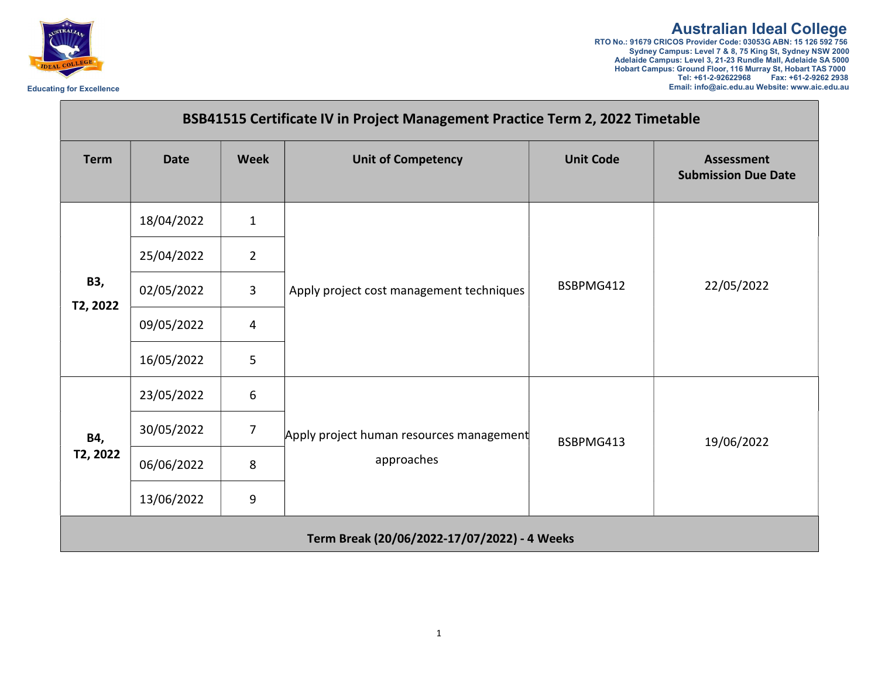**Australian Ideal College**
RTO No.: 91679 CRICOS Provider Code: 03053G ABN: 15 126 592 756
Sydney Campus: Level 7 & 8, 75 King St, Sydney NSW 2000
Adelaide Campus: Level 3, 21-23 Rundle Mall, Adelaide SA 5000
Hobart Campus: Ground Floor, 116 Murray St, Hobart TAS 7000
Tel: +61-2-92622968 Fax: +61-2-9262 2938
Email: info@aic.edu.au Website: www.aic.edu.au

Educating for Excellence

| BSB41515 Certificate IV in Project Management Practice Term 2, 2022 Timetable | | | | | |
|---|---|---|---|---|---|
| **Term** | **Date** | **Week** | **Unit of Competency** | **Unit Code** | **Assessment Submission Due Date** |
| **B3, T2, 2022** | 18/04/2022 | 1 | Apply project cost management techniques | BSBPMG412 | 22/05/2022 |
| | 25/04/2022 | 2 | | | |
| | 02/05/2022 | 3 | | | |
| | 09/05/2022 | 4 | | | |
| | 16/05/2022 | 5 | | | |
| **B4, T2, 2022** | 23/05/2022 | 6 | Apply project human resources management approaches | BSBPMG413 | 19/06/2022 |
| | 30/05/2022 | 7 | | | |
| | 06/06/2022 | 8 | | | |
| | 13/06/2022 | 9 | | | |
| **Term Break (20/06/2022-17/07/2022) - 4 Weeks** | | | | | |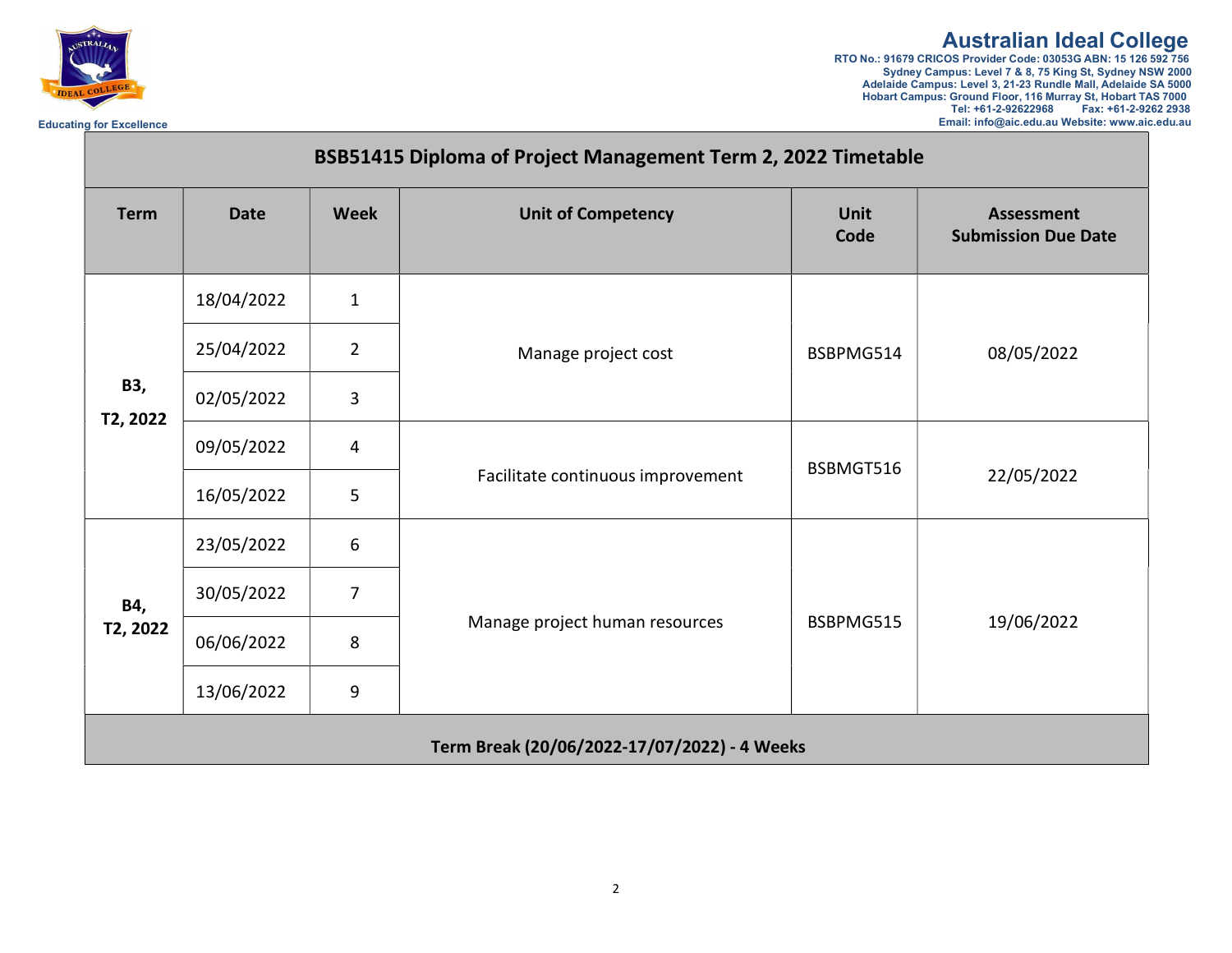Australian Ideal College

RTO No.: 91679 CRICOS Provider Code: 03053G ABN: 15 126 592 756
Sydney Campus: Level 7 & 8, 75 King St, Sydney NSW 2000
Adelaide Campus: Level 3, 21-23 Rundle Mall, Adelaide SA 5000
Hobart Campus: Ground Floor, 116 Murray St, Hobart TAS 7000
Tel: +61-2-92622968 Fax: +61-2-9262 2938
Email: info@aic.edu.au Website: www.aic.edu.au

Educating for Excellence

# BSB51415 Diploma of Project Management Term 2, 2022 Timetable

| Term | Date | Week | Unit of Competency | Unit Code | Assessment Submission Due Date |
|---|---|---|---|---|---|
| B3, T2, 2022 | 18/04/2022 | 1 | Manage project cost | BSBPMG514 | 08/05/2022 |
| | 25/04/2022 | 2 | | | |
| | 02/05/2022 | 3 | | | |
| | 09/05/2022 | 4 | Facilitate continuous improvement | BSBMGT516 | 22/05/2022 |
| | 16/05/2022 | 5 | | | |
| B4, T2, 2022 | 23/05/2022 | 6 | Manage project human resources | BSBPMG515 | 19/06/2022 |
| | 30/05/2022 | 7 | | | |
| | 06/06/2022 | 8 | | | |
| | 13/06/2022 | 9 | | | |
| Term Break (20/06/2022-17/07/2022) - 4 Weeks | | | | | |